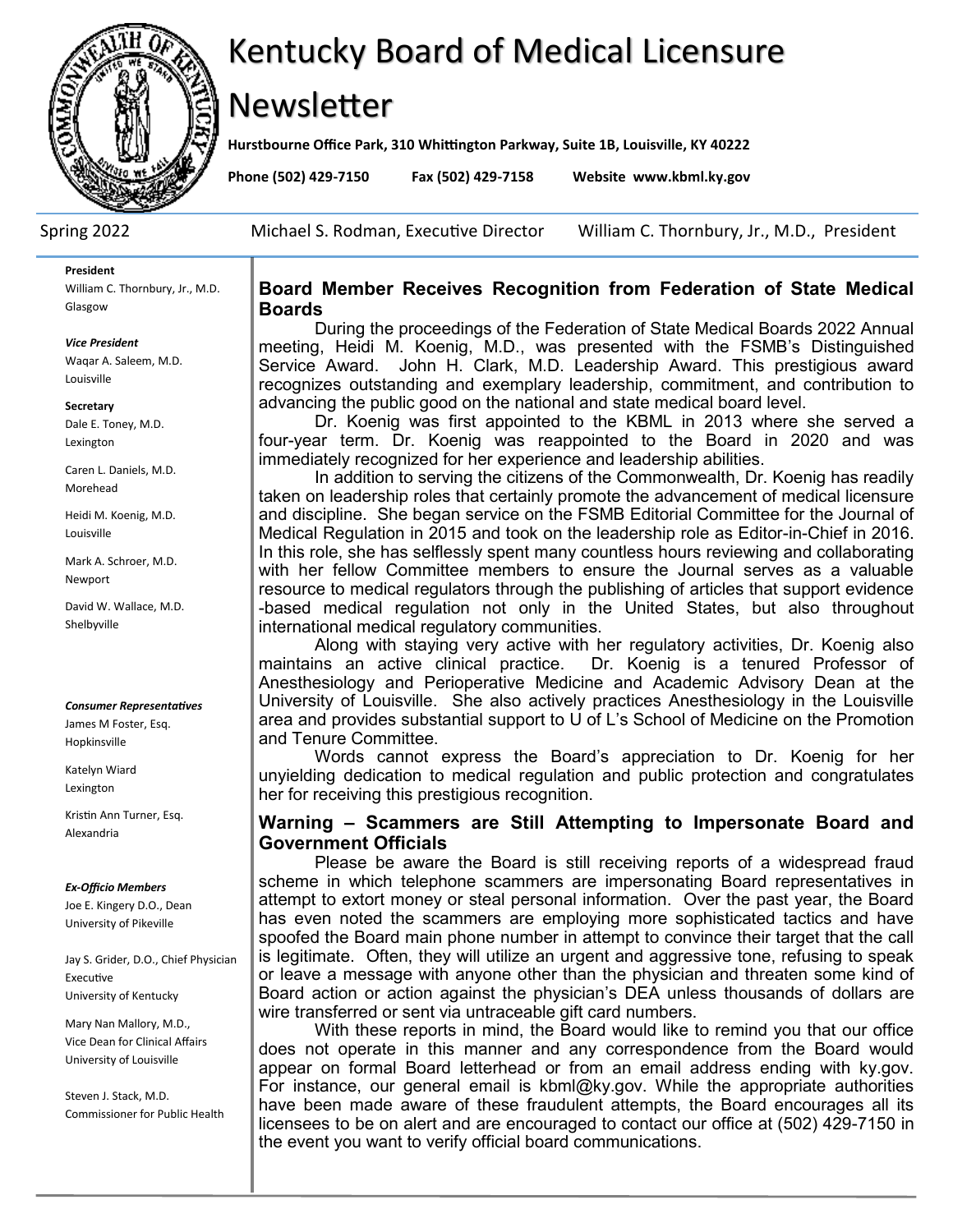# Kentucky Board of Medical Licensure Newsletter

**Hurstbourne Office Park, 310 Whittington Parkway, Suite 1B, Louisville, KY 40222**

**Phone (502) 429-7150 Fax (502) 429-7158 Website www.kbml.ky.gov**

Spring 2022 Michael S. Rodman, Executive Director William C. Thornbury, Jr., M.D., President

**President**
William C. Thornbury, Jr., M.D.
Glasgow

***Vice President***
Waqar A. Saleem, M.D.
Louisville

**Secretary**
Dale E. Toney, M.D.
Lexington

Caren L. Daniels, M.D.
Morehead

Heidi M. Koenig, M.D.
Louisville

Mark A. Schroer, M.D.
Newport

David W. Wallace, M.D.
Shelbyville

***Consumer Representatives***
James M Foster, Esq.
Hopkinsville

Katelyn Wiard
Lexington

Kristin Ann Turner, Esq.
Alexandria

***Ex-Officio Members***
Joe E. Kingery D.O., Dean
University of Pikeville

Jay S. Grider, D.O., Chief Physician Executive
University of Kentucky

Mary Nan Mallory, M.D., Vice Dean for Clinical Affairs
University of Louisville

Steven J. Stack, M.D.
Commissioner for Public Health

## Board Member Receives Recognition from Federation of State Medical Boards

During the proceedings of the Federation of State Medical Boards 2022 Annual meeting, Heidi M. Koenig, M.D., was presented with the FSMB's Distinguished Service Award. John H. Clark, M.D. Leadership Award. This prestigious award recognizes outstanding and exemplary leadership, commitment, and contribution to advancing the public good on the national and state medical board level.

Dr. Koenig was first appointed to the KBML in 2013 where she served a four-year term. Dr. Koenig was reappointed to the Board in 2020 and was immediately recognized for her experience and leadership abilities.

In addition to serving the citizens of the Commonwealth, Dr. Koenig has readily taken on leadership roles that certainly promote the advancement of medical licensure and discipline. She began service on the FSMB Editorial Committee for the Journal of Medical Regulation in 2015 and took on the leadership role as Editor-in-Chief in 2016. In this role, she has selflessly spent many countless hours reviewing and collaborating with her fellow Committee members to ensure the Journal serves as a valuable resource to medical regulators through the publishing of articles that support evidence-based medical regulation not only in the United States, but also throughout international medical regulatory communities.

Along with staying very active with her regulatory activities, Dr. Koenig also maintains an active clinical practice. Dr. Koenig is a tenured Professor of Anesthesiology and Perioperative Medicine and Academic Advisory Dean at the University of Louisville. She also actively practices Anesthesiology in the Louisville area and provides substantial support to U of L's School of Medicine on the Promotion and Tenure Committee.

Words cannot express the Board's appreciation to Dr. Koenig for her unyielding dedication to medical regulation and public protection and congratulates her for receiving this prestigious recognition.

## Warning – Scammers are Still Attempting to Impersonate Board and Government Officials

Please be aware the Board is still receiving reports of a widespread fraud scheme in which telephone scammers are impersonating Board representatives in attempt to extort money or steal personal information. Over the past year, the Board has even noted the scammers are employing more sophisticated tactics and have spoofed the Board main phone number in attempt to convince their target that the call is legitimate. Often, they will utilize an urgent and aggressive tone, refusing to speak or leave a message with anyone other than the physician and threaten some kind of Board action or action against the physician's DEA unless thousands of dollars are wire transferred or sent via untraceable gift card numbers.

With these reports in mind, the Board would like to remind you that our office does not operate in this manner and any correspondence from the Board would appear on formal Board letterhead or from an email address ending with ky.gov. For instance, our general email is kbml@ky.gov. While the appropriate authorities have been made aware of these fraudulent attempts, the Board encourages all its licensees to be on alert and are encouraged to contact our office at (502) 429-7150 in the event you want to verify official board communications.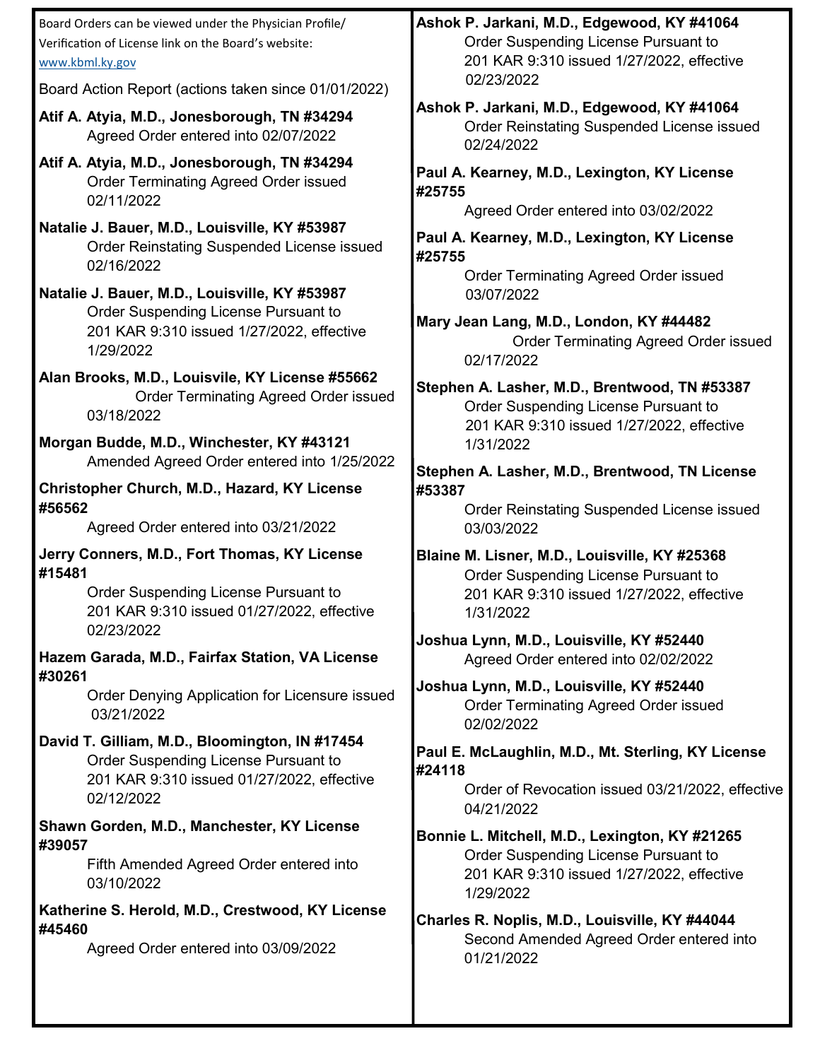Board Orders can be viewed under the Physician Profile/ Verification of License link on the Board's website: www.kbml.ky.gov

Board Action Report (actions taken since 01/01/2022)

**Atif A. Atyia, M.D., Jonesborough, TN #34294**
Agreed Order entered into 02/07/2022

**Atif A. Atyia, M.D., Jonesborough, TN #34294**
Order Terminating Agreed Order issued 02/11/2022

**Natalie J. Bauer, M.D., Louisville, KY #53987**
Order Reinstating Suspended License issued 02/16/2022

**Natalie J. Bauer, M.D., Louisville, KY #53987**
Order Suspending License Pursuant to 201 KAR 9:310 issued 1/27/2022, effective 1/29/2022

**Alan Brooks, M.D., Louisvile, KY License #55662**
Order Terminating Agreed Order issued 03/18/2022

**Morgan Budde, M.D., Winchester, KY #43121**
Amended Agreed Order entered into 1/25/2022

**Christopher Church, M.D., Hazard, KY License #56562**
Agreed Order entered into 03/21/2022

**Jerry Conners, M.D., Fort Thomas, KY License #15481**
Order Suspending License Pursuant to 201 KAR 9:310 issued 01/27/2022, effective 02/23/2022

**Hazem Garada, M.D., Fairfax Station, VA License #30261**
Order Denying Application for Licensure issued 03/21/2022

**David T. Gilliam, M.D., Bloomington, IN #17454**
Order Suspending License Pursuant to 201 KAR 9:310 issued 01/27/2022, effective 02/12/2022

**Shawn Gorden, M.D., Manchester, KY License #39057**
Fifth Amended Agreed Order entered into 03/10/2022

**Katherine S. Herold, M.D., Crestwood, KY License #45460**
Agreed Order entered into 03/09/2022

**Ashok P. Jarkani, M.D., Edgewood, KY #41064**
Order Suspending License Pursuant to 201 KAR 9:310 issued 1/27/2022, effective 02/23/2022

**Ashok P. Jarkani, M.D., Edgewood, KY #41064**
Order Reinstating Suspended License issued 02/24/2022

**Paul A. Kearney, M.D., Lexington, KY License #25755**
Agreed Order entered into 03/02/2022

**Paul A. Kearney, M.D., Lexington, KY License #25755**
Order Terminating Agreed Order issued 03/07/2022

**Mary Jean Lang, M.D., London, KY #44482**
Order Terminating Agreed Order issued 02/17/2022

**Stephen A. Lasher, M.D., Brentwood, TN #53387**
Order Suspending License Pursuant to 201 KAR 9:310 issued 1/27/2022, effective 1/31/2022

**Stephen A. Lasher, M.D., Brentwood, TN License #53387**
Order Reinstating Suspended License issued 03/03/2022

**Blaine M. Lisner, M.D., Louisville, KY #25368**
Order Suspending License Pursuant to 201 KAR 9:310 issued 1/27/2022, effective 1/31/2022

**Joshua Lynn, M.D., Louisville, KY #52440**
Agreed Order entered into 02/02/2022

**Joshua Lynn, M.D., Louisville, KY #52440**
Order Terminating Agreed Order issued 02/02/2022

**Paul E. McLaughlin, M.D., Mt. Sterling, KY License #24118**
Order of Revocation issued 03/21/2022, effective 04/21/2022

**Bonnie L. Mitchell, M.D., Lexington, KY #21265**
Order Suspending License Pursuant to 201 KAR 9:310 issued 1/27/2022, effective 1/29/2022

**Charles R. Noplis, M.D., Louisville, KY #44044**
Second Amended Agreed Order entered into 01/21/2022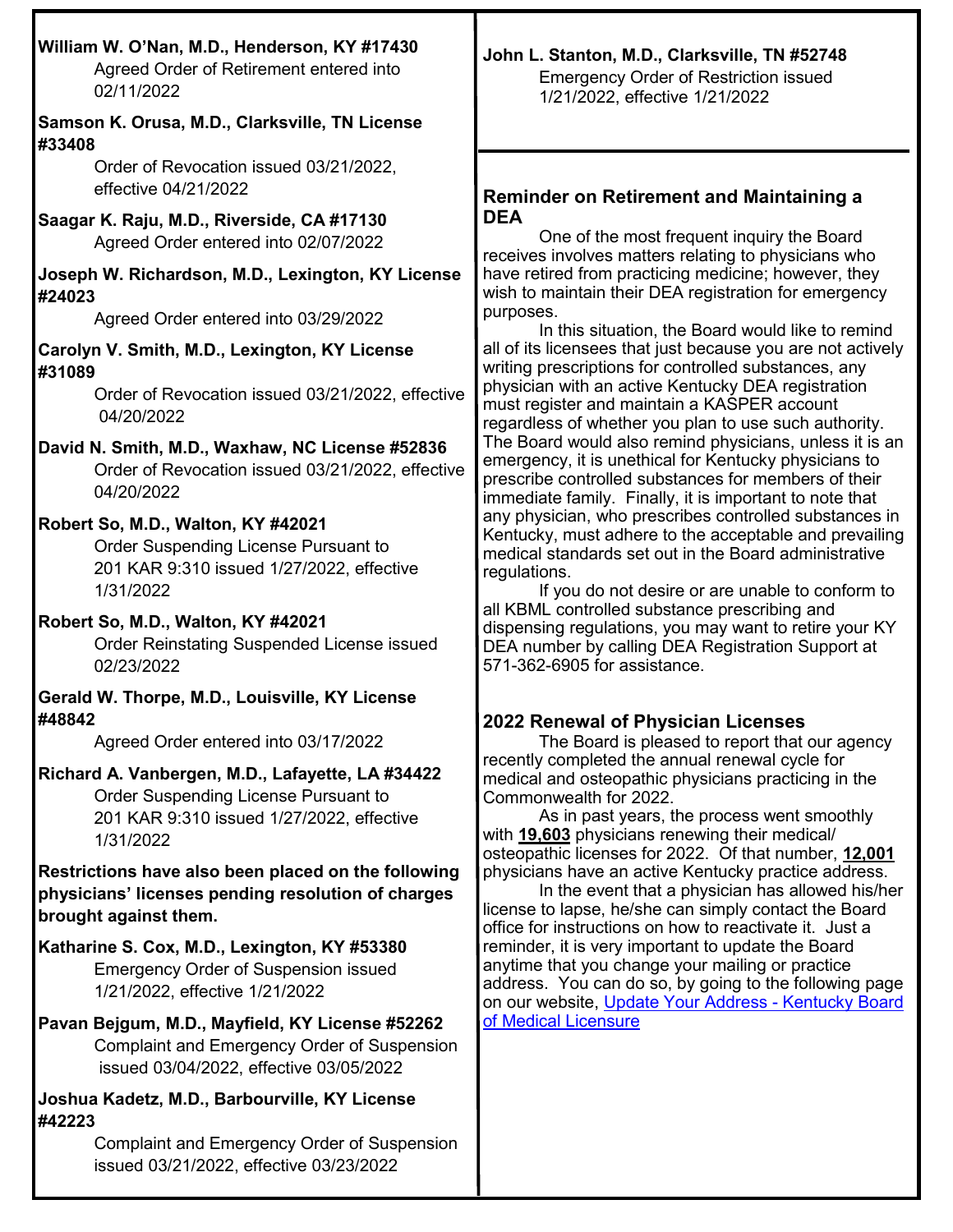**William W. O'Nan, M.D., Henderson, KY #17430**
Agreed Order of Retirement entered into 02/11/2022

**Samson K. Orusa, M.D., Clarksville, TN License #33408**
Order of Revocation issued 03/21/2022, effective 04/21/2022

**Saagar K. Raju, M.D., Riverside, CA #17130**
Agreed Order entered into 02/07/2022

**Joseph W. Richardson, M.D., Lexington, KY License #24023**
Agreed Order entered into 03/29/2022

**Carolyn V. Smith, M.D., Lexington, KY License #31089**
Order of Revocation issued 03/21/2022, effective 04/20/2022

**David N. Smith, M.D., Waxhaw, NC License #52836**
Order of Revocation issued 03/21/2022, effective 04/20/2022

**Robert So, M.D., Walton, KY #42021**
Order Suspending License Pursuant to 201 KAR 9:310 issued 1/27/2022, effective 1/31/2022

**Robert So, M.D., Walton, KY #42021**
Order Reinstating Suspended License issued 02/23/2022

**Gerald W. Thorpe, M.D., Louisville, KY License #48842**
Agreed Order entered into 03/17/2022

**Richard A. Vanbergen, M.D., Lafayette, LA #34422**
Order Suspending License Pursuant to 201 KAR 9:310 issued 1/27/2022, effective 1/31/2022

**Restrictions have also been placed on the following physicians' licenses pending resolution of charges brought against them.**

**Katharine S. Cox, M.D., Lexington, KY #53380**
Emergency Order of Suspension issued 1/21/2022, effective 1/21/2022

**Pavan Bejgum, M.D., Mayfield, KY License #52262**
Complaint and Emergency Order of Suspension issued 03/04/2022, effective 03/05/2022

**Joshua Kadetz, M.D., Barbourville, KY License #42223**
Complaint and Emergency Order of Suspension issued 03/21/2022, effective 03/23/2022

**John L. Stanton, M.D., Clarksville, TN #52748**
Emergency Order of Restriction issued 1/21/2022, effective 1/21/2022

## Reminder on Retirement and Maintaining a DEA

One of the most frequent inquiry the Board receives involves matters relating to physicians who have retired from practicing medicine; however, they wish to maintain their DEA registration for emergency purposes.

In this situation, the Board would like to remind all of its licensees that just because you are not actively writing prescriptions for controlled substances, any physician with an active Kentucky DEA registration must register and maintain a KASPER account regardless of whether you plan to use such authority. The Board would also remind physicians, unless it is an emergency, it is unethical for Kentucky physicians to prescribe controlled substances for members of their immediate family. Finally, it is important to note that any physician, who prescribes controlled substances in Kentucky, must adhere to the acceptable and prevailing medical standards set out in the Board administrative regulations.

If you do not desire or are unable to conform to all KBML controlled substance prescribing and dispensing regulations, you may want to retire your KY DEA number by calling DEA Registration Support at 571-362-6905 for assistance.

## 2022 Renewal of Physician Licenses

The Board is pleased to report that our agency recently completed the annual renewal cycle for medical and osteopathic physicians practicing in the Commonwealth for 2022.

As in past years, the process went smoothly with **19,603** physicians renewing their medical/osteopathic licenses for 2022. Of that number, **12,001** physicians have an active Kentucky practice address.

In the event that a physician has allowed his/her license to lapse, he/she can simply contact the Board office for instructions on how to reactivate it. Just a reminder, it is very important to update the Board anytime that you change your mailing or practice address. You can do so, by going to the following page on our website, Update Your Address - Kentucky Board of Medical Licensure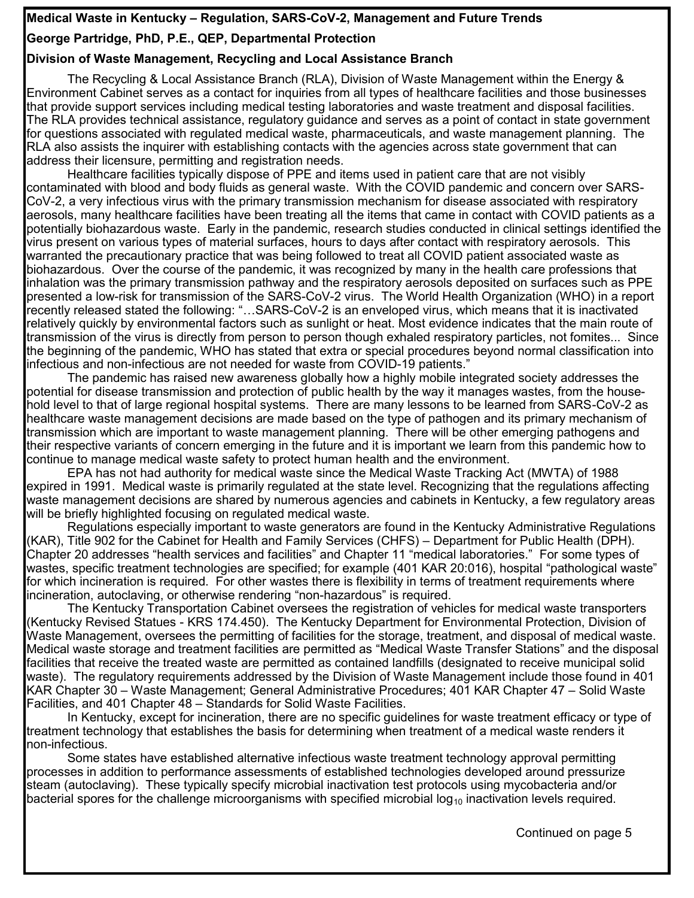**Medical Waste in Kentucky – Regulation, SARS-CoV-2, Management and Future Trends**

**George Partridge, PhD, P.E., QEP, Departmental Protection**

**Division of Waste Management, Recycling and Local Assistance Branch**

The Recycling & Local Assistance Branch (RLA), Division of Waste Management within the Energy & Environment Cabinet serves as a contact for inquiries from all types of healthcare facilities and those businesses that provide support services including medical testing laboratories and waste treatment and disposal facilities. The RLA provides technical assistance, regulatory guidance and serves as a point of contact in state government for questions associated with regulated medical waste, pharmaceuticals, and waste management planning. The RLA also assists the inquirer with establishing contacts with the agencies across state government that can address their licensure, permitting and registration needs.

Healthcare facilities typically dispose of PPE and items used in patient care that are not visibly contaminated with blood and body fluids as general waste. With the COVID pandemic and concern over SARS-CoV-2, a very infectious virus with the primary transmission mechanism for disease associated with respiratory aerosols, many healthcare facilities have been treating all the items that came in contact with COVID patients as a potentially biohazardous waste. Early in the pandemic, research studies conducted in clinical settings identified the virus present on various types of material surfaces, hours to days after contact with respiratory aerosols. This warranted the precautionary practice that was being followed to treat all COVID patient associated waste as biohazardous. Over the course of the pandemic, it was recognized by many in the health care professions that inhalation was the primary transmission pathway and the respiratory aerosols deposited on surfaces such as PPE presented a low-risk for transmission of the SARS-CoV-2 virus. The World Health Organization (WHO) in a report recently released stated the following: "…SARS-CoV-2 is an enveloped virus, which means that it is inactivated relatively quickly by environmental factors such as sunlight or heat. Most evidence indicates that the main route of transmission of the virus is directly from person to person though exhaled respiratory particles, not fomites... Since the beginning of the pandemic, WHO has stated that extra or special procedures beyond normal classification into infectious and non-infectious are not needed for waste from COVID-19 patients."

The pandemic has raised new awareness globally how a highly mobile integrated society addresses the potential for disease transmission and protection of public health by the way it manages wastes, from the household level to that of large regional hospital systems. There are many lessons to be learned from SARS-CoV-2 as healthcare waste management decisions are made based on the type of pathogen and its primary mechanism of transmission which are important to waste management planning. There will be other emerging pathogens and their respective variants of concern emerging in the future and it is important we learn from this pandemic how to continue to manage medical waste safety to protect human health and the environment.

EPA has not had authority for medical waste since the Medical Waste Tracking Act (MWTA) of 1988 expired in 1991. Medical waste is primarily regulated at the state level. Recognizing that the regulations affecting waste management decisions are shared by numerous agencies and cabinets in Kentucky, a few regulatory areas will be briefly highlighted focusing on regulated medical waste.

Regulations especially important to waste generators are found in the Kentucky Administrative Regulations (KAR), Title 902 for the Cabinet for Health and Family Services (CHFS) – Department for Public Health (DPH). Chapter 20 addresses "health services and facilities" and Chapter 11 "medical laboratories." For some types of wastes, specific treatment technologies are specified; for example (401 KAR 20:016), hospital "pathological waste" for which incineration is required. For other wastes there is flexibility in terms of treatment requirements where incineration, autoclaving, or otherwise rendering "non-hazardous" is required.

The Kentucky Transportation Cabinet oversees the registration of vehicles for medical waste transporters (Kentucky Revised Statues - KRS 174.450). The Kentucky Department for Environmental Protection, Division of Waste Management, oversees the permitting of facilities for the storage, treatment, and disposal of medical waste. Medical waste storage and treatment facilities are permitted as "Medical Waste Transfer Stations" and the disposal facilities that receive the treated waste are permitted as contained landfills (designated to receive municipal solid waste). The regulatory requirements addressed by the Division of Waste Management include those found in 401 KAR Chapter 30 – Waste Management; General Administrative Procedures; 401 KAR Chapter 47 – Solid Waste Facilities, and 401 Chapter 48 – Standards for Solid Waste Facilities.

In Kentucky, except for incineration, there are no specific guidelines for waste treatment efficacy or type of treatment technology that establishes the basis for determining when treatment of a medical waste renders it non-infectious.

Some states have established alternative infectious waste treatment technology approval permitting processes in addition to performance assessments of established technologies developed around pressurize steam (autoclaving). These typically specify microbial inactivation test protocols using mycobacteria and/or bacterial spores for the challenge microorganisms with specified microbial $\log_{10}$ inactivation levels required.

Continued on page 5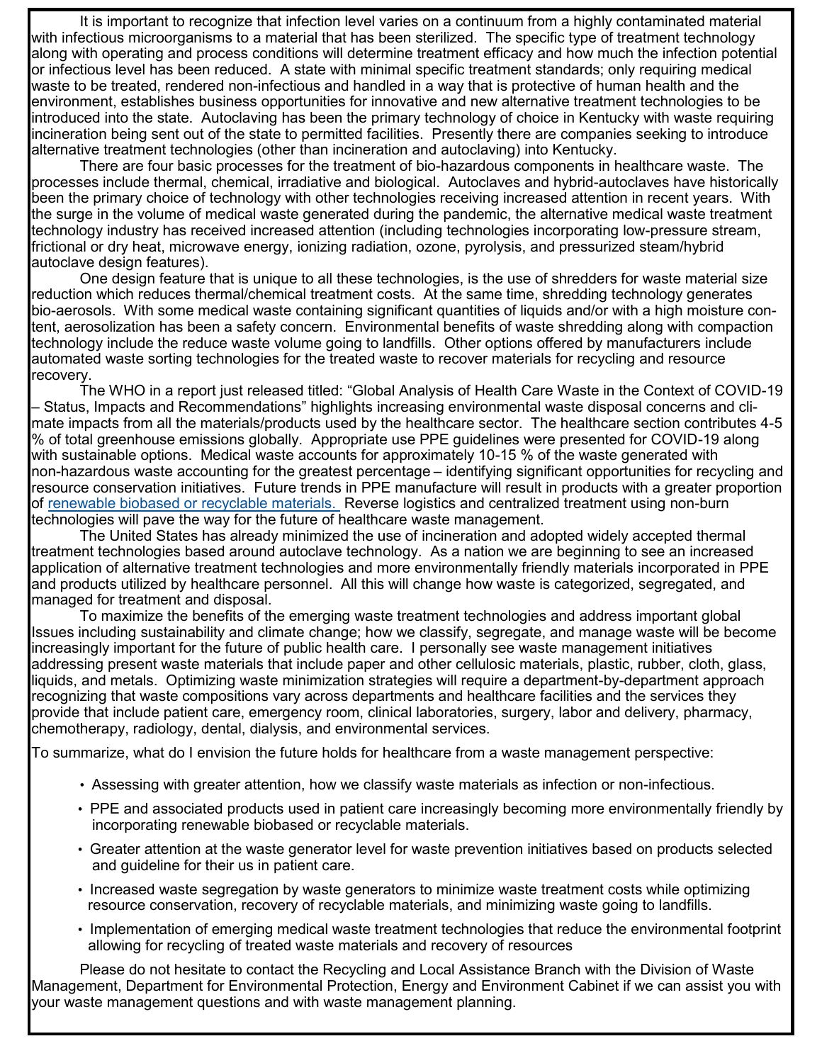It is important to recognize that infection level varies on a continuum from a highly contaminated material with infectious microorganisms to a material that has been sterilized. The specific type of treatment technology along with operating and process conditions will determine treatment efficacy and how much the infection potential or infectious level has been reduced. A state with minimal specific treatment standards; only requiring medical waste to be treated, rendered non-infectious and handled in a way that is protective of human health and the environment, establishes business opportunities for innovative and new alternative treatment technologies to be introduced into the state. Autoclaving has been the primary technology of choice in Kentucky with waste requiring incineration being sent out of the state to permitted facilities. Presently there are companies seeking to introduce alternative treatment technologies (other than incineration and autoclaving) into Kentucky.

There are four basic processes for the treatment of bio-hazardous components in healthcare waste. The processes include thermal, chemical, irradiative and biological. Autoclaves and hybrid-autoclaves have historically been the primary choice of technology with other technologies receiving increased attention in recent years. With the surge in the volume of medical waste generated during the pandemic, the alternative medical waste treatment technology industry has received increased attention (including technologies incorporating low-pressure stream, frictional or dry heat, microwave energy, ionizing radiation, ozone, pyrolysis, and pressurized steam/hybrid autoclave design features).

One design feature that is unique to all these technologies, is the use of shredders for waste material size reduction which reduces thermal/chemical treatment costs. At the same time, shredding technology generates bio-aerosols. With some medical waste containing significant quantities of liquids and/or with a high moisture content, aerosolization has been a safety concern. Environmental benefits of waste shredding along with compaction technology include the reduce waste volume going to landfills. Other options offered by manufacturers include automated waste sorting technologies for the treated waste to recover materials for recycling and resource recovery.

The WHO in a report just released titled: "Global Analysis of Health Care Waste in the Context of COVID-19 – Status, Impacts and Recommendations" highlights increasing environmental waste disposal concerns and climate impacts from all the materials/products used by the healthcare sector. The healthcare section contributes 4-5 % of total greenhouse emissions globally. Appropriate use PPE guidelines were presented for COVID-19 along with sustainable options. Medical waste accounts for approximately 10-15 % of the waste generated with non-hazardous waste accounting for the greatest percentage – identifying significant opportunities for recycling and resource conservation initiatives. Future trends in PPE manufacture will result in products with a greater proportion of renewable biobased or recyclable materials. Reverse logistics and centralized treatment using non-burn technologies will pave the way for the future of healthcare waste management.

The United States has already minimized the use of incineration and adopted widely accepted thermal treatment technologies based around autoclave technology. As a nation we are beginning to see an increased application of alternative treatment technologies and more environmentally friendly materials incorporated in PPE and products utilized by healthcare personnel. All this will change how waste is categorized, segregated, and managed for treatment and disposal.

To maximize the benefits of the emerging waste treatment technologies and address important global Issues including sustainability and climate change; how we classify, segregate, and manage waste will be become increasingly important for the future of public health care. I personally see waste management initiatives addressing present waste materials that include paper and other cellulosic materials, plastic, rubber, cloth, glass, liquids, and metals. Optimizing waste minimization strategies will require a department-by-department approach recognizing that waste compositions vary across departments and healthcare facilities and the services they provide that include patient care, emergency room, clinical laboratories, surgery, labor and delivery, pharmacy, chemotherapy, radiology, dental, dialysis, and environmental services.

To summarize, what do I envision the future holds for healthcare from a waste management perspective:

- Assessing with greater attention, how we classify waste materials as infection or non-infectious.
- PPE and associated products used in patient care increasingly becoming more environmentally friendly by incorporating renewable biobased or recyclable materials.
- Greater attention at the waste generator level for waste prevention initiatives based on products selected and guideline for their us in patient care.
- Increased waste segregation by waste generators to minimize waste treatment costs while optimizing resource conservation, recovery of recyclable materials, and minimizing waste going to landfills.
- Implementation of emerging medical waste treatment technologies that reduce the environmental footprint allowing for recycling of treated waste materials and recovery of resources

Please do not hesitate to contact the Recycling and Local Assistance Branch with the Division of Waste Management, Department for Environmental Protection, Energy and Environment Cabinet if we can assist you with your waste management questions and with waste management planning.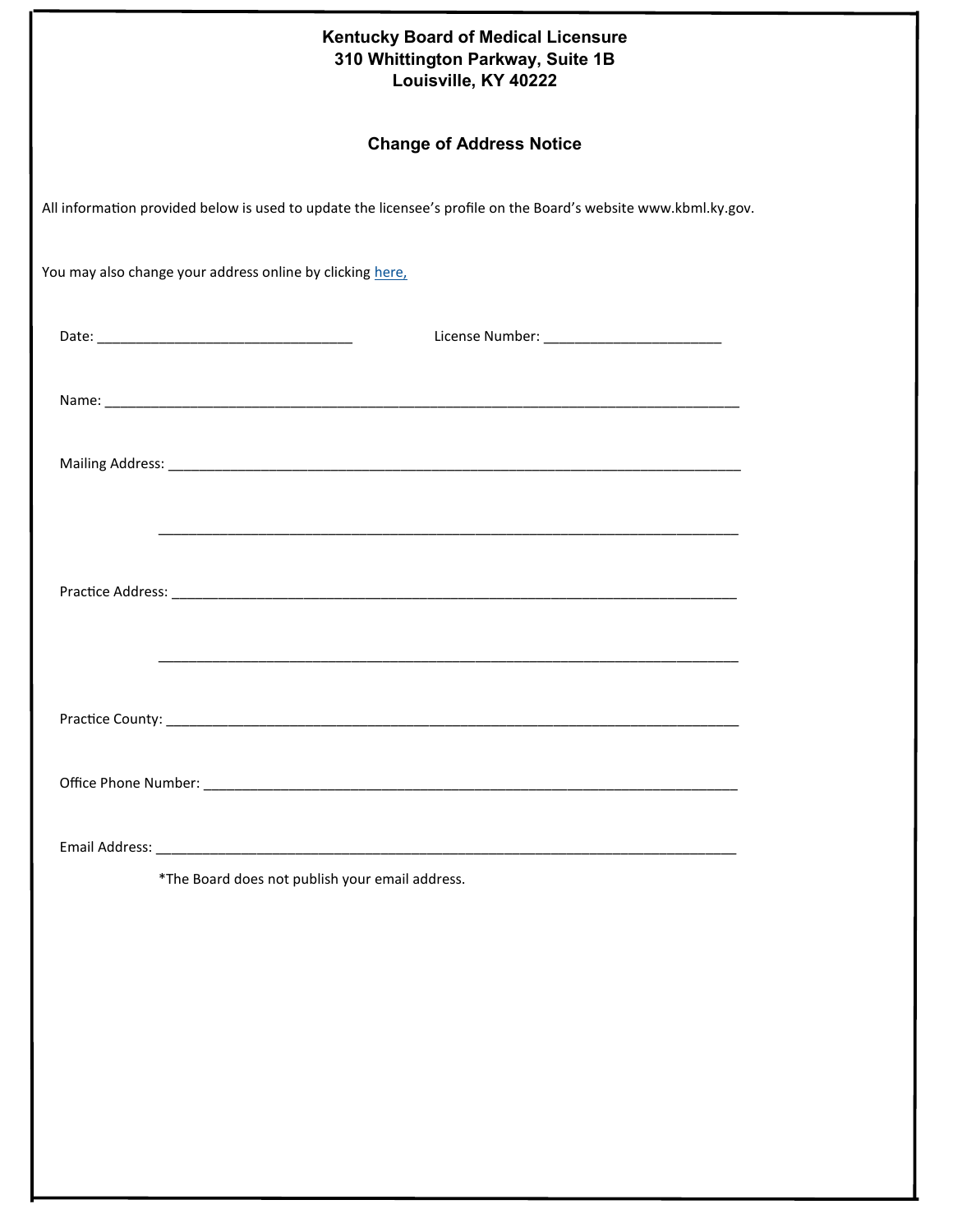**Kentucky Board of Medical Licensure**
**310 Whittington Parkway, Suite 1B**
**Louisville, KY 40222**

## Change of Address Notice

All information provided below is used to update the licensee's profile on the Board's website www.kbml.ky.gov.

You may also change your address online by clicking here,

Date: ________________________________ License Number: ______________________

Name: ________________________________________________________________________________

Mailing Address: ________________________________________________________________________

________________________________________________________________________

Practice Address: _______________________________________________________________________

________________________________________________________________________

Practice County: ________________________________________________________________________

Office Phone Number: ____________________________________________________________________

Email Address: __________________________________________________________________________

*The Board does not publish your email address.